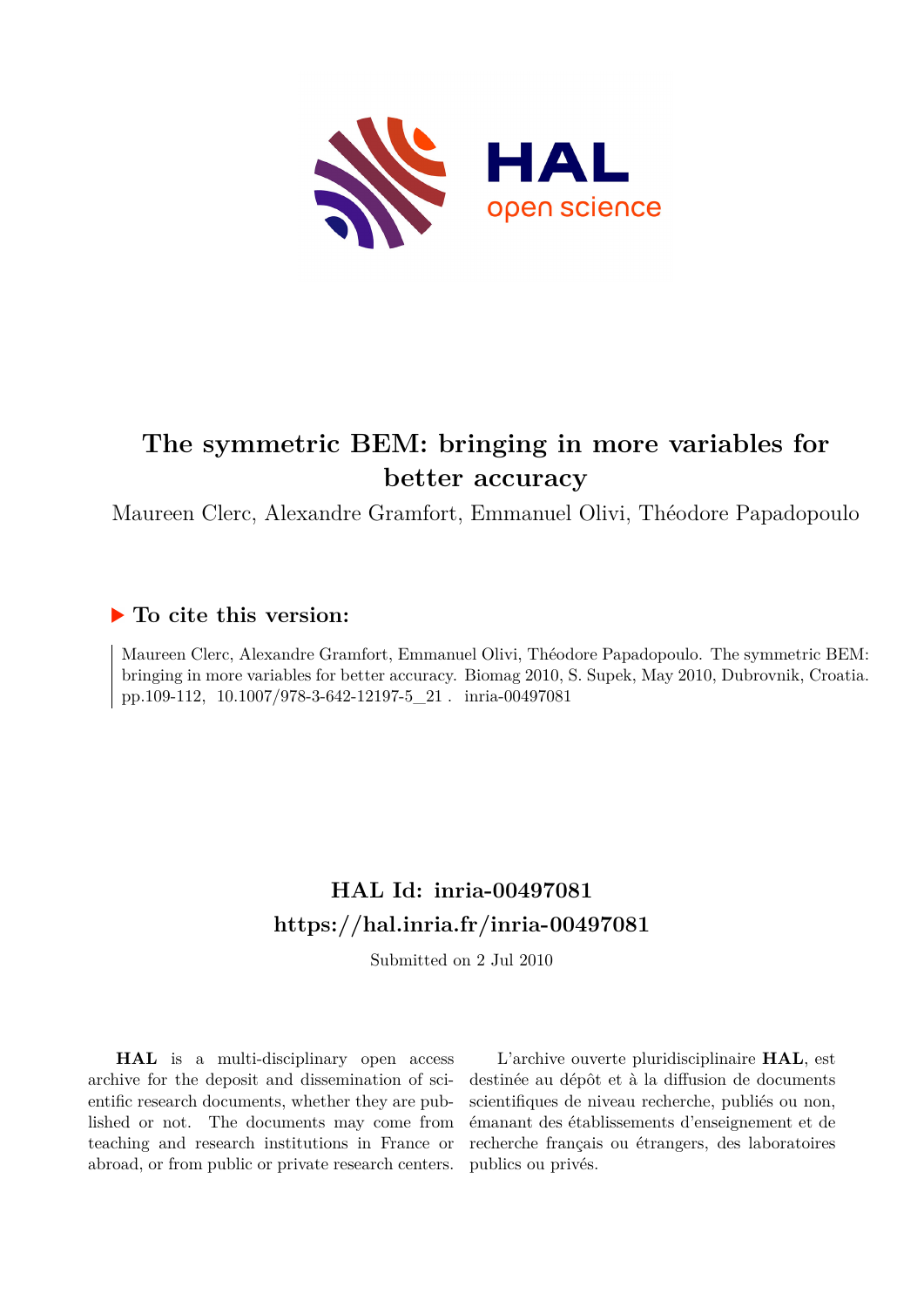# The symmetric BEM: bringing in more variables for better accuracy

Maureen Clerc, Alexandre Gramfort, Emmanuel Olivi, Théodore Papadopoulo

## ▶ To cite this version:

Maureen Clerc, Alexandre Gramfort, Emmanuel Olivi, Théodore Papadopoulo. The symmetric BEM: bringing in more variables for better accuracy. Biomag 2010, S. Supek, May 2010, Dubrovnik, Croatia. pp.109-112, 10.1007/978-3-642-12197-5_21 . inria-00497081

## HAL Id: inria-00497081

## https://hal.inria.fr/inria-00497081

Submitted on 2 Jul 2010

**HAL** is a multi-disciplinary open access archive for the deposit and dissemination of scientific research documents, whether they are published or not. The documents may come from teaching and research institutions in France or abroad, or from public or private research centers.

L'archive ouverte pluridisciplinaire **HAL**, est destinée au dépôt et à la diffusion de documents scientifiques de niveau recherche, publiés ou non, émanant des établissements d'enseignement et de recherche français ou étrangers, des laboratoires publics ou privés.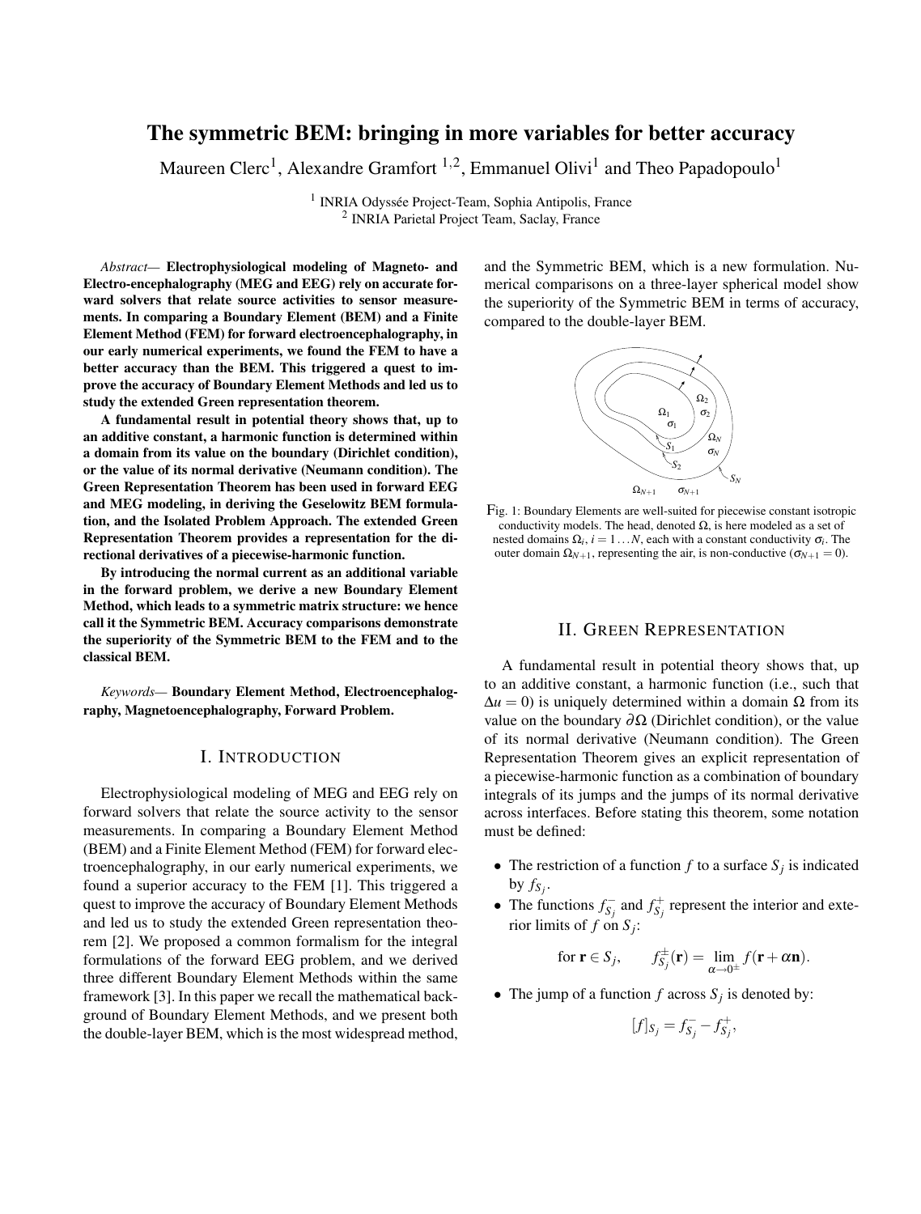# The symmetric BEM: bringing in more variables for better accuracy

Maureen Clerc[1], Alexandre Gramfort [1,2], Emmanuel Olivi[1] and Theo Papadopoulo[1]

[1] INRIA Odyssée Project-Team, Sophia Antipolis, France
[2] INRIA Parietal Project Team, Saclay, France

*Abstract*— **Electrophysiological modeling of Magneto- and Electro-encephalography (MEG and EEG) rely on accurate forward solvers that relate source activities to sensor measurements. In comparing a Boundary Element (BEM) and a Finite Element Method (FEM) for forward electroencephalography, in our early numerical experiments, we found the FEM to have a better accuracy than the BEM. This triggered a quest to improve the accuracy of Boundary Element Methods and led us to study the extended Green representation theorem.**

**A fundamental result in potential theory shows that, up to an additive constant, a harmonic function is determined within a domain from its value on the boundary (Dirichlet condition), or the value of its normal derivative (Neumann condition). The Green Representation Theorem has been used in forward EEG and MEG modeling, in deriving the Geselowitz BEM formulation, and the Isolated Problem Approach. The extended Green Representation Theorem provides a representation for the directional derivatives of a piecewise-harmonic function.**

**By introducing the normal current as an additional variable in the forward problem, we derive a new Boundary Element Method, which leads to a symmetric matrix structure: we hence call it the Symmetric BEM. Accuracy comparisons demonstrate the superiority of the Symmetric BEM to the FEM and to the classical BEM.**

*Keywords*— **Boundary Element Method, Electroencephalography, Magnetoencephalography, Forward Problem.**

## I. Introduction

Electrophysiological modeling of MEG and EEG rely on forward solvers that relate the source activity to the sensor measurements. In comparing a Boundary Element Method (BEM) and a Finite Element Method (FEM) for forward electroencephalography, in our early numerical experiments, we found a superior accuracy to the FEM [1]. This triggered a quest to improve the accuracy of Boundary Element Methods and led us to study the extended Green representation theorem [2]. We proposed a common formalism for the integral formulations of the forward EEG problem, and we derived three different Boundary Element Methods within the same framework [3]. In this paper we recall the mathematical background of Boundary Element Methods, and we present both the double-layer BEM, which is the most widespread method, and the Symmetric BEM, which is a new formulation. Numerical comparisons on a three-layer spherical model show the superiority of the Symmetric BEM in terms of accuracy, compared to the double-layer BEM.

$\Omega_1$ $\sigma_1$ $\Omega_2$ $\sigma_2$ $\Omega_N$ $\sigma_N$ $S_1$ $S_2$ $S_N$ $\Omega_{N+1}$ $\sigma_{N+1}$

Fig. 1: Boundary Elements are well-suited for piecewise constant isotropic conductivity models. The head, denoted $\Omega$, is here modeled as a set of nested domains $\Omega_i$, $i = 1 \dots N$, each with a constant conductivity $\sigma_i$. The outer domain $\Omega_{N+1}$, representing the air, is non-conductive ($\sigma_{N+1} = 0$).

## II. Green Representation

A fundamental result in potential theory shows that, up to an additive constant, a harmonic function (i.e., such that $\Delta u = 0$) is uniquely determined within a domain $\Omega$ from its value on the boundary $\partial\Omega$ (Dirichlet condition), or the value of its normal derivative (Neumann condition). The Green Representation Theorem gives an explicit representation of a piecewise-harmonic function as a combination of boundary integrals of its jumps and the jumps of its normal derivative across interfaces. Before stating this theorem, some notation must be defined:

- The restriction of a function $f$ to a surface $S_j$ is indicated by $f_{S_j}$.
- The functions $f^-_{S_j}$ and $f^+_{S_j}$ represent the interior and exterior limits of $f$ on $S_j$:

$$\text{for } \mathbf{r} \in S_j, \qquad f^{\pm}_{S_j}(\mathbf{r}) = \lim_{\alpha \to 0^{\pm}} f(\mathbf{r} + \alpha \mathbf{n}).$$

- The jump of a function $f$ across $S_j$ is denoted by:

$$[f]_{S_j} = f^-_{S_j} - f^+_{S_j},$$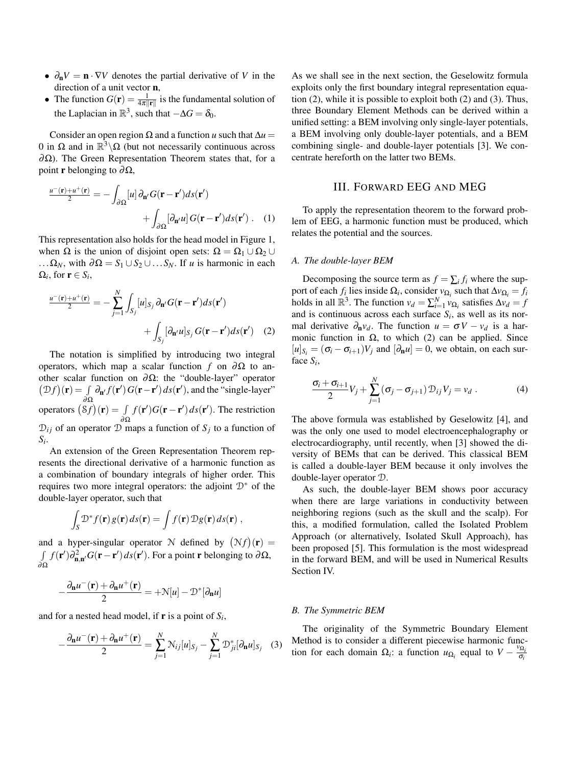- $\partial_{\mathbf{n}} V = \mathbf{n} \cdot \nabla V$ denotes the partial derivative of $V$ in the direction of a unit vector $\mathbf{n}$,
- The function $G(\mathbf{r}) = \frac{1}{4\pi\|\mathbf{r}\|}$ is the fundamental solution of the Laplacian in $\mathbb{R}^3$, such that $-\Delta G = \delta_0$.

Consider an open region $\Omega$ and a function $u$ such that $\Delta u = 0$ in $\Omega$ and in $\mathbb{R}^3 \backslash \Omega$ (but not necessarily continuous across $\partial\Omega$). The Green Representation Theorem states that, for a point $\mathbf{r}$ belonging to $\partial\Omega$,

$$\tfrac{u^-(\mathbf{r})+u^+(\mathbf{r})}{2} = -\int_{\partial\Omega} [u]\, \partial_{\mathbf{n}'} G(\mathbf{r}-\mathbf{r}')ds(\mathbf{r}') + \int_{\partial\Omega} [\partial_{\mathbf{n}'} u]\, G(\mathbf{r}-\mathbf{r}')ds(\mathbf{r}') \,. \quad (1)$$

This representation also holds for the head model in Figure 1, when $\Omega$ is the union of disjoint open sets: $\Omega = \Omega_1 \cup \Omega_2 \cup \ldots \Omega_N$, with $\partial\Omega = S_1 \cup S_2 \cup \ldots S_N$. If $u$ is harmonic in each $\Omega_i$, for $\mathbf{r} \in S_i$,

$$\tfrac{u^-(\mathbf{r})+u^+(\mathbf{r})}{2} = -\sum_{j=1}^{N} \int_{S_j} [u]_{S_j}\, \partial_{\mathbf{n}'} G(\mathbf{r}-\mathbf{r}')ds(\mathbf{r}') + \int_{S_j} [\partial_{\mathbf{n}'} u]_{S_j}\, G(\mathbf{r}-\mathbf{r}')ds(\mathbf{r}') \quad (2)$$

The notation is simplified by introducing two integral operators, which map a scalar function $f$ on $\partial\Omega$ to another scalar function on $\partial\Omega$: the "double-layer" operator $\big(\mathcal{D}f\big)(\mathbf{r}) = \int_{\partial\Omega} \partial_{\mathbf{n}'} f(\mathbf{r}')\, G(\mathbf{r}-\mathbf{r}')\, ds(\mathbf{r}')$, and the "single-layer" operators $\big(\mathcal{S}f\big)(\mathbf{r}) = \int_{\partial\Omega} f(\mathbf{r}') G(\mathbf{r}-\mathbf{r}')\, ds(\mathbf{r}')$. The restriction $\mathcal{D}_{ij}$ of an operator $\mathcal{D}$ maps a function of $S_j$ to a function of $S_i$.

An extension of the Green Representation Theorem represents the directional derivative of a harmonic function as a combination of boundary integrals of higher order. This requires two more integral operators: the adjoint $\mathcal{D}^*$ of the double-layer operator, such that

$$\int_S \mathcal{D}^* f(\mathbf{r})\, g(\mathbf{r})\, ds(\mathbf{r}) = \int f(\mathbf{r})\, \mathcal{D} g(\mathbf{r})\, ds(\mathbf{r}) \,,$$

and a hyper-singular operator $\mathcal{N}$ defined by $\big(\mathcal{N}f\big)(\mathbf{r}) = \int_{\partial\Omega} f(\mathbf{r}') \partial^2_{\mathbf{n},\mathbf{n}'} G(\mathbf{r}-\mathbf{r}')\, ds(\mathbf{r}')$. For a point $\mathbf{r}$ belonging to $\partial\Omega$,

$$-\frac{\partial_{\mathbf{n}} u^-(\mathbf{r}) + \partial_{\mathbf{n}} u^+(\mathbf{r})}{2} = +\mathcal{N}[u] - \mathcal{D}^*[\partial_{\mathbf{n}} u]$$

and for a nested head model, if $\mathbf{r}$ is a point of $S_i$,

$$-\frac{\partial_{\mathbf{n}} u^-(\mathbf{r}) + \partial_{\mathbf{n}} u^+(\mathbf{r})}{2} = \sum_{j=1}^{N} \mathcal{N}_{ij} [u]_{S_j} - \sum_{j=1}^{N} \mathcal{D}^*_{ji} [\partial_{\mathbf{n}} u]_{S_j} \quad (3)$$

As we shall see in the next section, the Geselowitz formula exploits only the first boundary integral representation equation (2), while it is possible to exploit both (2) and (3). Thus, three Boundary Element Methods can be derived within a unified setting: a BEM involving only single-layer potentials, a BEM involving only double-layer potentials, and a BEM combining single- and double-layer potentials [3]. We concentrate hereforth on the latter two BEMs.

## III. Forward EEG and MEG

To apply the representation theorem to the forward problem of EEG, a harmonic function must be produced, which relates the potential and the sources.

### A. The double-layer BEM

Decomposing the source term as $f = \sum_i f_i$ where the support of each $f_i$ lies inside $\Omega_i$, consider $v_{\Omega_i}$ such that $\Delta v_{\Omega_i} = f_i$ holds in all $\mathbb{R}^3$. The function $v_d = \sum_{i=1}^{N} v_{\Omega_i}$ satisfies $\Delta v_d = f$ and is continuous across each surface $S_i$, as well as its normal derivative $\partial_{\mathbf{n}} v_d$. The function $u = \sigma V - v_d$ is a harmonic function in $\Omega$, to which (2) can be applied. Since $[u]_{S_i} = (\sigma_i - \sigma_{i+1}) V_j$ and $[\partial_{\mathbf{n}} u] = 0$, we obtain, on each surface $S_i$,

$$\frac{\sigma_i + \sigma_{i+1}}{2} V_j + \sum_{j=1}^{N} (\sigma_j - \sigma_{j+1})\, \mathcal{D}_{ij} V_j = v_d \,. \quad (4)$$

The above formula was established by Geselowitz [4], and was the only one used to model electroencephalography or electrocardiography, until recently, when [3] showed the diversity of BEMs that can be derived. This classical BEM is called a double-layer BEM because it only involves the double-layer operator $\mathcal{D}$.

As such, the double-layer BEM shows poor accuracy when there are large variations in conductivity between neighboring regions (such as the skull and the scalp). For this, a modified formulation, called the Isolated Problem Approach (or alternatively, Isolated Skull Approach), has been proposed [5]. This formulation is the most widespread in the forward BEM, and will be used in Numerical Results Section IV.

### B. The Symmetric BEM

The originality of the Symmetric Boundary Element Method is to consider a different piecewise harmonic function for each domain $\Omega_i$: a function $u_{\Omega_i}$ equal to $V - \frac{v_{\Omega_i}}{\sigma_i}$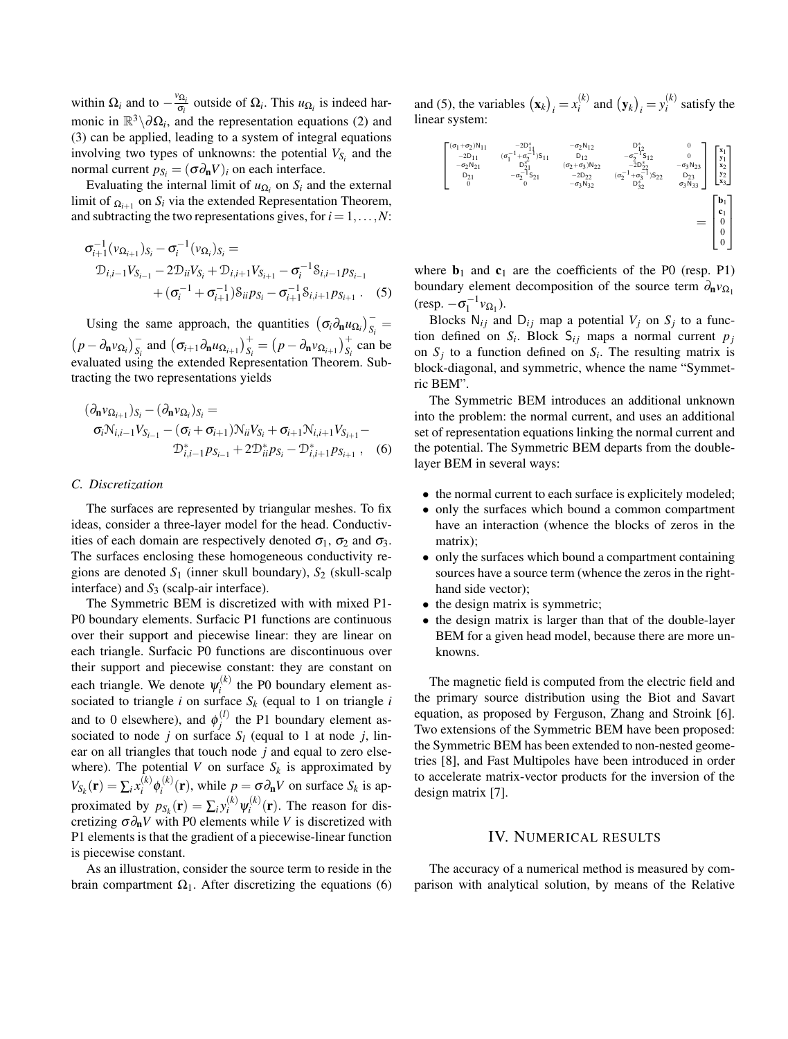within $\Omega_i$ and to $-\frac{v_{\Omega_i}}{\sigma_i}$ outside of $\Omega_i$. This $u_{\Omega_i}$ is indeed harmonic in $\mathbb{R}^3 \backslash \partial\Omega_i$, and the representation equations (2) and (3) can be applied, leading to a system of integral equations involving two types of unknowns: the potential $V_{S_i}$ and the normal current $p_{S_i} = (\sigma \partial_{\mathbf{n}} V)_i$ on each interface.

Evaluating the internal limit of $u_{\Omega_i}$ on $S_i$ and the external limit of $_{\Omega_{i+1}}$ on $S_i$ via the extended Representation Theorem, and subtracting the two representations gives, for $i = 1, \ldots, N$:

$$
\begin{aligned}
\sigma_{i+1}^{-1}(v_{\Omega_{i+1}})_{S_i} - \sigma_i^{-1}(v_{\Omega_i})_{S_i} = \\
\mathcal{D}_{i,i-1}V_{S_{i-1}} - 2\mathcal{D}_{ii}V_{S_i} + \mathcal{D}_{i,i+1}V_{S_{i+1}} - \sigma_i^{-1}\mathcal{S}_{i,i-1}p_{S_{i-1}} \\
+ (\sigma_i^{-1} + \sigma_{i+1}^{-1})\mathcal{S}_{ii}p_{S_i} - \sigma_{i+1}^{-1}\mathcal{S}_{i,i+1}p_{S_{i+1}} \,. \quad (5)
\end{aligned}
$$

Using the same approach, the quantities $\left(\sigma_i \partial_{\mathbf{n}} u_{\Omega_i}\right)_{S_i}^{-} = \left(p - \partial_{\mathbf{n}} v_{\Omega_i}\right)_{S_i}^{-}$ and $\left(\sigma_{i+1} \partial_{\mathbf{n}} u_{\Omega_{i+1}}\right)_{S_i}^{+} = \left(p - \partial_{\mathbf{n}} v_{\Omega_{i+1}}\right)_{S_i}^{+}$ can be evaluated using the extended Representation Theorem. Subtracting the two representations yields

$$
\begin{aligned}
(\partial_{\mathbf{n}} v_{\Omega_{i+1}})_{S_i} - (\partial_{\mathbf{n}} v_{\Omega_i})_{S_i} = \\
\sigma_i \mathcal{N}_{i,i-1}V_{S_{i-1}} - (\sigma_i + \sigma_{i+1})\mathcal{N}_{ii}V_{S_i} + \sigma_{i+1}\mathcal{N}_{i,i+1}V_{S_{i+1}} - \\
\mathcal{D}_{i,i-1}^{*}p_{S_{i-1}} + 2\mathcal{D}_{ii}^{*}p_{S_i} - \mathcal{D}_{i,i+1}^{*}p_{S_{i+1}} \,, \quad (6)
\end{aligned}
$$

### C. Discretization

The surfaces are represented by triangular meshes. To fix ideas, consider a three-layer model for the head. Conductivities of each domain are respectively denoted $\sigma_1$, $\sigma_2$ and $\sigma_3$. The surfaces enclosing these homogeneous conductivity regions are denoted $S_1$ (inner skull boundary), $S_2$ (skull-scalp interface) and $S_3$ (scalp-air interface).

The Symmetric BEM is discretized with with mixed P1-P0 boundary elements. Surfacic P1 functions are continuous over their support and piecewise linear: they are linear on each triangle. Surfacic P0 functions are discontinuous over their support and piecewise constant: they are constant on each triangle. We denote $\psi_i^{(k)}$ the P0 boundary element associated to triangle $i$ on surface $S_k$ (equal to 1 on triangle $i$ and to 0 elsewhere), and $\phi_j^{(l)}$ the P1 boundary element associated to node $j$ on surface $S_l$ (equal to 1 at node $j$, linear on all triangles that touch node $j$ and equal to zero elsewhere). The potential $V$ on surface $S_k$ is approximated by $V_{S_k}(\mathbf{r}) = \sum_i x_i^{(k)} \phi_i^{(k)}(\mathbf{r})$, while $p = \sigma \partial_{\mathbf{n}} V$ on surface $S_k$ is approximated by $p_{S_k}(\mathbf{r}) = \sum_i y_i^{(k)} \psi_i^{(k)}(\mathbf{r})$. The reason for discretizing $\sigma \partial_{\mathbf{n}} V$ with P0 elements while $V$ is discretized with P1 elements is that the gradient of a piecewise-linear function is piecewise constant.

As an illustration, consider the source term to reside in the brain compartment $\Omega_1$. After discretizing the equations (6) and (5), the variables $\left(\mathbf{x}_k\right)_i = x_i^{(k)}$ and $\left(\mathbf{y}_k\right)_i = y_i^{(k)}$ satisfy the linear system:

$$
\begin{bmatrix}
(\sigma_1+\sigma_2)\mathsf{N}_{11} & -2\mathsf{D}_{11}^{*} & -\sigma_2\mathsf{N}_{12} & \mathsf{D}_{12}^{*} & 0 \\
-2\mathsf{D}_{11} & (\sigma_1^{-1}+\sigma_2^{-1})\mathsf{S}_{11} & \mathsf{D}_{12} & -\sigma_2^{-1}\mathsf{S}_{12} & 0 \\
-\sigma_2\mathsf{N}_{21} & \mathsf{D}_{21}^{*} & (\sigma_2+\sigma_3)\mathsf{N}_{22} & -2\mathsf{D}_{22}^{*} & -\sigma_3\mathsf{N}_{23} \\
\mathsf{D}_{21} & -\sigma_2^{-1}\mathsf{S}_{21} & -2\mathsf{D}_{22} & (\sigma_2^{-1}+\sigma_3^{-1})\mathsf{S}_{22} & \mathsf{D}_{23} \\
0 & 0 & -\sigma_3\mathsf{N}_{32} & \mathsf{D}_{32}^{*} & \sigma_3\mathsf{N}_{33}
\end{bmatrix}
\begin{bmatrix}
\mathbf{x}_1 \\ \mathbf{y}_1 \\ \mathbf{x}_2 \\ \mathbf{y}_2 \\ \mathbf{x}_3
\end{bmatrix}
=
\begin{bmatrix}
\mathbf{b}_1 \\ \mathbf{c}_1 \\ 0 \\ 0 \\ 0
\end{bmatrix}
$$

where $\mathbf{b}_1$ and $\mathbf{c}_1$ are the coefficients of the P0 (resp. P1) boundary element decomposition of the source term $\partial_{\mathbf{n}} v_{\Omega_1}$ (resp. $-\sigma_1^{-1} v_{\Omega_1}$).

Blocks $\mathsf{N}_{ij}$ and $\mathsf{D}_{ij}$ map a potential $V_j$ on $S_j$ to a function defined on $S_i$. Block $\mathsf{S}_{ij}$ maps a normal current $p_j$ on $S_j$ to a function defined on $S_i$. The resulting matrix is block-diagonal, and symmetric, whence the name "Symmetric BEM".

The Symmetric BEM introduces an additional unknown into the problem: the normal current, and uses an additional set of representation equations linking the normal current and the potential. The Symmetric BEM departs from the double-layer BEM in several ways:

- the normal current to each surface is explicitely modeled;
- only the surfaces which bound a common compartment have an interaction (whence the blocks of zeros in the matrix);
- only the surfaces which bound a compartment containing sources have a source term (whence the zeros in the right-hand side vector);
- the design matrix is symmetric;
- the design matrix is larger than that of the double-layer BEM for a given head model, because there are more unknowns.

The magnetic field is computed from the electric field and the primary source distribution using the Biot and Savart equation, as proposed by Ferguson, Zhang and Stroink [6]. Two extensions of the Symmetric BEM have been proposed: the Symmetric BEM has been extended to non-nested geometries [8], and Fast Multipoles have been introduced in order to accelerate matrix-vector products for the inversion of the design matrix [7].

## IV. Numerical results

The accuracy of a numerical method is measured by comparison with analytical solution, by means of the Relative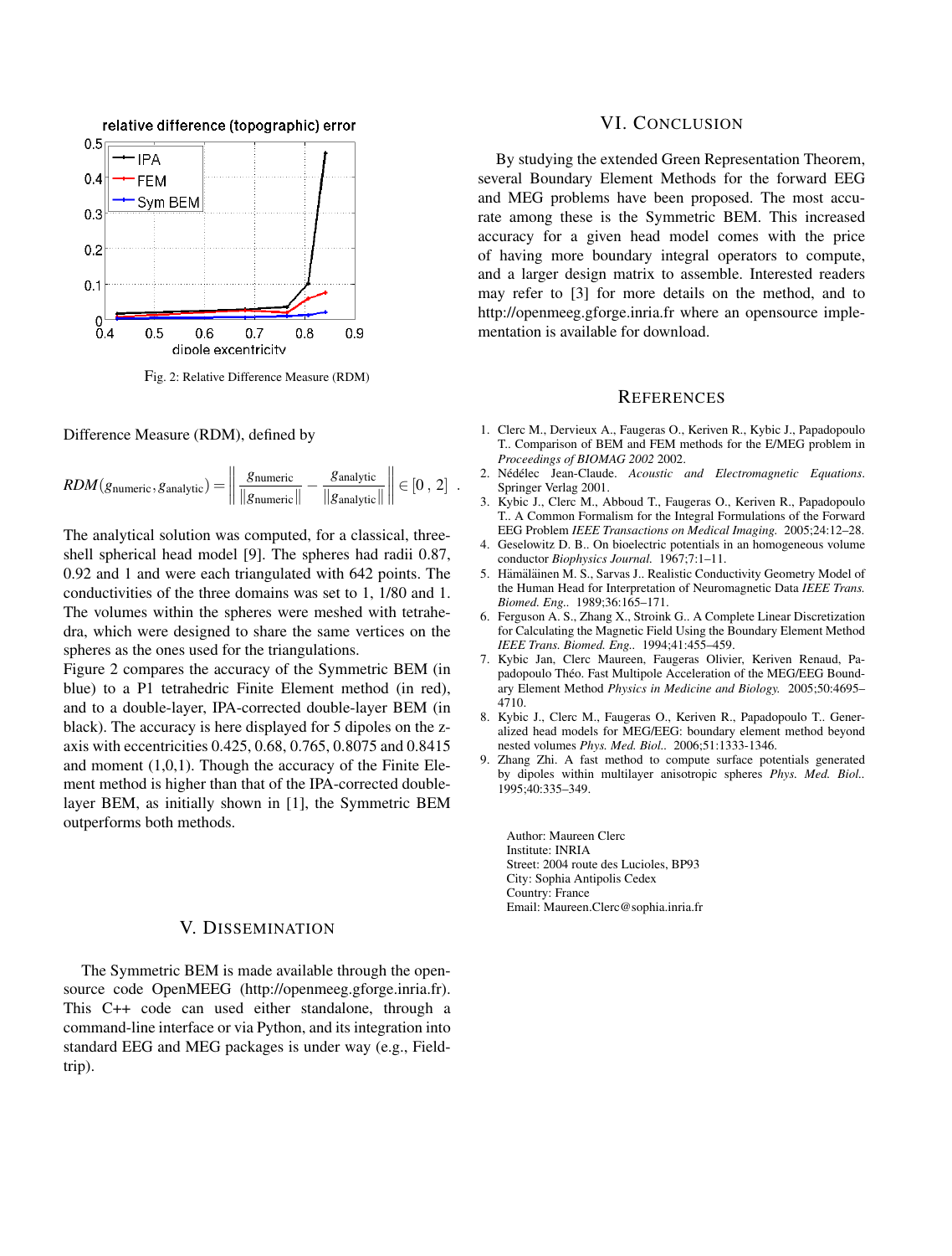relative difference (topographic) error

0.5
0.4
0.3
0.2
0.1
0

IPA
FEM
Sym BEM

0.4 0.5 0.6 0.7 0.8 0.9

dipole excentricity

Fig. 2: Relative Difference Measure (RDM)

Difference Measure (RDM), defined by

$$RDM(g_{\text{numeric}}, g_{\text{analytic}}) = \left\| \frac{g_{\text{numeric}}}{\|g_{\text{numeric}}\|} - \frac{g_{\text{analytic}}}{\|g_{\text{analytic}}\|} \right\| \in [0\ ,\ 2]\ .$$

The analytical solution was computed, for a classical, three-shell spherical head model [9]. The spheres had radii 0.87, 0.92 and 1 and were each triangulated with 642 points. The conductivities of the three domains was set to 1, 1/80 and 1. The volumes within the spheres were meshed with tetrahedra, which were designed to share the same vertices on the spheres as the ones used for the triangulations.

Figure 2 compares the accuracy of the Symmetric BEM (in blue) to a P1 tetrahedric Finite Element method (in red), and to a double-layer, IPA-corrected double-layer BEM (in black). The accuracy is here displayed for 5 dipoles on the z-axis with eccentricities 0.425, 0.68, 0.765, 0.8075 and 0.8415 and moment (1,0,1). Though the accuracy of the Finite Element method is higher than that of the IPA-corrected double-layer BEM, as initially shown in [1], the Symmetric BEM outperforms both methods.

## V. Dissemination

The Symmetric BEM is made available through the open-source code OpenMEEG (http://openmeeg.gforge.inria.fr). This C++ code can used either standalone, through a command-line interface or via Python, and its integration into standard EEG and MEG packages is under way (e.g., Fieldtrip).

## VI. Conclusion

By studying the extended Green Representation Theorem, several Boundary Element Methods for the forward EEG and MEG problems have been proposed. The most accurate among these is the Symmetric BEM. This increased accuracy for a given head model comes with the price of having more boundary integral operators to compute, and a larger design matrix to assemble. Interested readers may refer to [3] for more details on the method, and to http://openmeeg.gforge.inria.fr where an opensource implementation is available for download.

## References

1. Clerc M., Dervieux A., Faugeras O., Keriven R., Kybic J., Papadopoulo T.. Comparison of BEM and FEM methods for the E/MEG problem in *Proceedings of BIOMAG 2002* 2002.
2. Nédélec Jean-Claude. *Acoustic and Electromagnetic Equations*. Springer Verlag 2001.
3. Kybic J., Clerc M., Abboud T., Faugeras O., Keriven R., Papadopoulo T.. A Common Formalism for the Integral Formulations of the Forward EEG Problem *IEEE Transactions on Medical Imaging.* 2005;24:12–28.
4. Geselowitz D. B.. On bioelectric potentials in an homogeneous volume conductor *Biophysics Journal.* 1967;7:1–11.
5. Hämäläinen M. S., Sarvas J.. Realistic Conductivity Geometry Model of the Human Head for Interpretation of Neuromagnetic Data *IEEE Trans. Biomed. Eng..* 1989;36:165–171.
6. Ferguson A. S., Zhang X., Stroink G.. A Complete Linear Discretization for Calculating the Magnetic Field Using the Boundary Element Method *IEEE Trans. Biomed. Eng..* 1994;41:455–459.
7. Kybic Jan, Clerc Maureen, Faugeras Olivier, Keriven Renaud, Papadopoulo Théo. Fast Multipole Acceleration of the MEG/EEG Boundary Element Method *Physics in Medicine and Biology.* 2005;50:4695–4710.
8. Kybic J., Clerc M., Faugeras O., Keriven R., Papadopoulo T.. Generalized head models for MEG/EEG: boundary element method beyond nested volumes *Phys. Med. Biol..* 2006;51:1333-1346.
9. Zhang Zhi. A fast method to compute surface potentials generated by dipoles within multilayer anisotropic spheres *Phys. Med. Biol..* 1995;40:335–349.

Author: Maureen Clerc
Institute: INRIA
Street: 2004 route des Lucioles, BP93
City: Sophia Antipolis Cedex
Country: France
Email: Maureen.Clerc@sophia.inria.fr